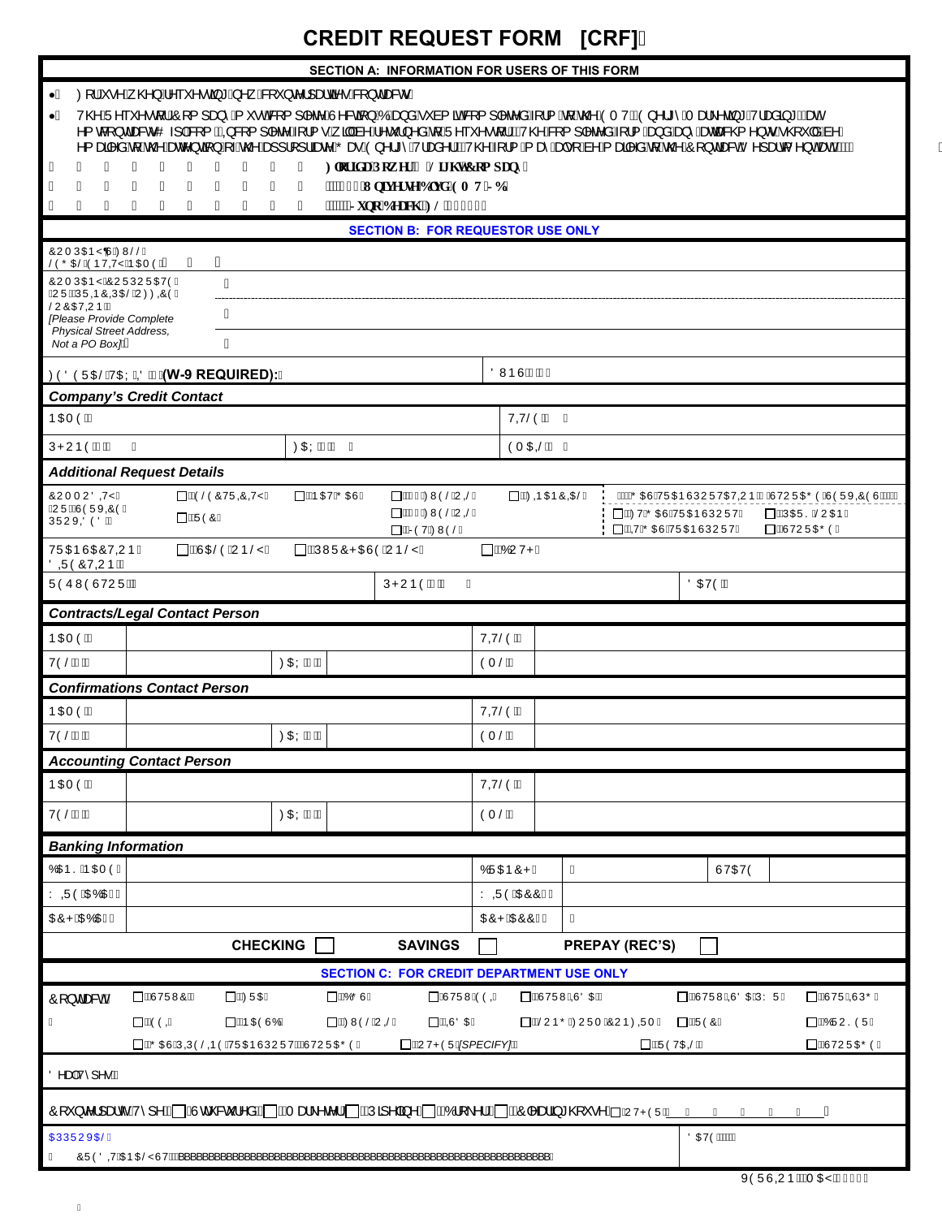# CREDIT REQUEST FORM [CRF]

## SECTION A: INFORMATION FOR USERS OF THIS FORM

- For use when requesting new counterparty credit/contract.
- The Requestor Company must complete Section B and submit completed form to the EMT Energy Marketing Trading at emtcontract@epcom. Incomplete forms will be returned to the Requestor. The completed form and any attachments should be emailed to the attention of the appropriate Gas Energy Trader. The form may also be mailed to the Contracts Department at:

  Florida Power & Light Company
  Universe Blvd. EMT JB
  Juno Beach FL

## SECTION B: FOR REQUESTOR USE ONLY

| | |
|---|---|
| COMPANY'S FULL LEGAL ENTITY NAME: | |
| COMPANY CORPORATE OR PRINCIPAL OFFICE LOCATION: *[Please Provide Complete Physical Street Address, Not a PO Box]* | |
| FEDERAL TAX ID (W-9 REQUIRED): | DUNS #: |

### Company's Credit Contact

| | | | |
|---|---|---|---|
| NAME: | | TITLE: | |
| PHONE: | FAX: | EMAIL: | |

### Additional Request Details

| | | | | | |
|---|---|---|---|---|---|
| COMMODITY OR SERVICE PROVIDED | ☐ ELECTRICITY ☐ REC | ☐ NAT GAS | ☐ FUEL OIL ☐ FUEL OIL ☐ JET FUEL | ☐ FINANCIAL | GAS TRANSPORTATION / STORAGE SERVICES: ☐ FT GAS TRANSPORT ☐ IT GAS TRANSPORT ☐ PARK & LOAN ☐ STORAGE |
| TRANSACTION DIRECTION: | ☐ SALE ONLY | ☐ PURCHASE ONLY | ☐ BOTH | | |
| REQUESTOR: | | PHONE: | | DATE: | |

### Contracts/Legal Contact Person

| | | | |
|---|---|---|---|
| NAME: | | TITLE: | |
| TEL: | FAX: | EML: | |

### Confirmations Contact Person

| | | | |
|---|---|---|---|
| NAME: | | TITLE: | |
| TEL: | FAX: | EML: | |

### Accounting Contact Person

| | | | |
|---|---|---|---|
| NAME: | | TITLE: | |
| TEL: | FAX: | EML: | |

### Banking Information

| | | | | | |
|---|---|---|---|---|---|
| BANK NAME: | | BRANCH: | | STATE | |
| WIRE ABA: | | WIRE ACC: | | | |
| ACH ABA: | | ACH ACC: | | | |

CHECKING ☐ SAVINGS ☐ PREPAY (REC'S) ☐

## SECTION C: FOR CREDIT DEPARTMENT USE ONLY

**Contracts**

| | | | | | | |
|---|---|---|---|---|---|---|
| ☐ STRUC | ☐ FRA | ☐ BGS | ☐ STRU EEI | ☐ STRU ISDA | ☐ STRU ISDA PWR | ☐ STRU ISPG |
| ☐ EEI | ☐ NAESB | ☐ FUEL OIL | ☐ ISDA | ☐ LONG FORM CONFIRM | ☐ REC | ☐ BROKER |
| ☐ GAS PIPELINE TRANSPORT/STORAGE | | ☐ OTHER *[SPECIFY]* | | | ☐ RETAIL | ☐ STORAGE |

Deal Types:

Counterparty Type: ☐ Structured ☐ Marketer ☐ Pipeline ☐ Broker ☐ Clearinghouse ☐ OTHER ______

APPROVAL: DATE:

CREDIT ANALYST: ______________________________________________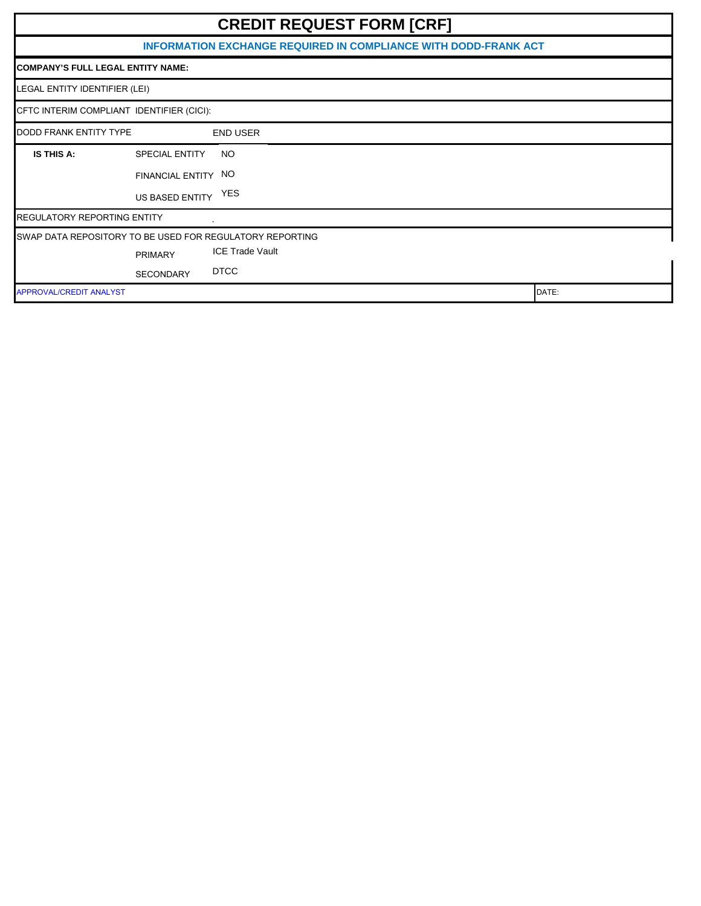# CREDIT REQUEST FORM [CRF]

**INFORMATION EXCHANGE REQUIRED IN COMPLIANCE WITH DODD-FRANK ACT**

| | | |
|---|---|---|
| **COMPANY'S FULL LEGAL ENTITY NAME:** | | |
| LEGAL ENTITY IDENTIFIER (LEI) | | |
| CFTC INTERIM COMPLIANT IDENTIFIER (CICI): | | |
| DODD FRANK ENTITY TYPE | | END USER |
| **IS THIS A:** | SPECIAL ENTITY | NO |
| | FINANCIAL ENTITY | NO |
| | US BASED ENTITY | YES |
| REGULATORY REPORTING ENTITY | | . |
| SWAP DATA REPOSITORY TO BE USED FOR REGULATORY REPORTING | | |
| | PRIMARY | ICE Trade Vault |
| | SECONDARY | DTCC |
| APPROVAL/CREDIT ANALYST | | DATE: |